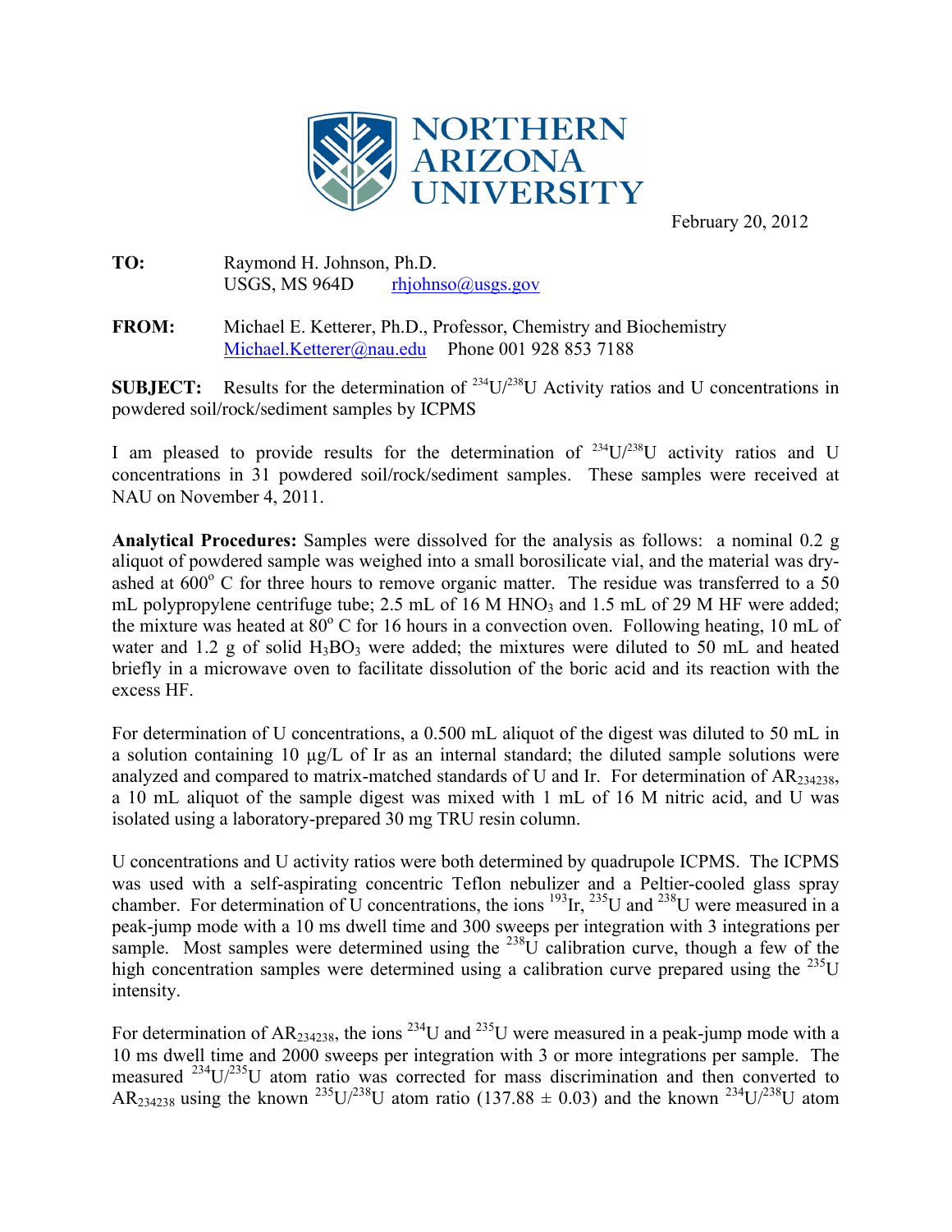NORTHERN ARIZONA UNIVERSITY

February 20, 2012

**TO:** Raymond H. Johnson, Ph.D.
USGS, MS 964D rhjohnso@usgs.gov

**FROM:** Michael E. Ketterer, Ph.D., Professor, Chemistry and Biochemistry
Michael.Ketterer@nau.edu Phone 001 928 853 7188

**SUBJECT:** Results for the determination of $^{234}U/^{238}U$ Activity ratios and U concentrations in powdered soil/rock/sediment samples by ICPMS

I am pleased to provide results for the determination of $^{234}U/^{238}U$ activity ratios and U concentrations in 31 powdered soil/rock/sediment samples. These samples were received at NAU on November 4, 2011.

**Analytical Procedures:** Samples were dissolved for the analysis as follows: a nominal 0.2 g aliquot of powdered sample was weighed into a small borosilicate vial, and the material was dry-ashed at 600° C for three hours to remove organic matter. The residue was transferred to a 50 mL polypropylene centrifuge tube; 2.5 mL of 16 M $HNO_3$ and 1.5 mL of 29 M HF were added; the mixture was heated at 80° C for 16 hours in a convection oven. Following heating, 10 mL of water and 1.2 g of solid $H_3BO_3$ were added; the mixtures were diluted to 50 mL and heated briefly in a microwave oven to facilitate dissolution of the boric acid and its reaction with the excess HF.

For determination of U concentrations, a 0.500 mL aliquot of the digest was diluted to 50 mL in a solution containing 10 µg/L of Ir as an internal standard; the diluted sample solutions were analyzed and compared to matrix-matched standards of U and Ir. For determination of $AR_{234238}$, a 10 mL aliquot of the sample digest was mixed with 1 mL of 16 M nitric acid, and U was isolated using a laboratory-prepared 30 mg TRU resin column.

U concentrations and U activity ratios were both determined by quadrupole ICPMS. The ICPMS was used with a self-aspirating concentric Teflon nebulizer and a Peltier-cooled glass spray chamber. For determination of U concentrations, the ions $^{193}Ir$, $^{235}U$ and $^{238}U$ were measured in a peak-jump mode with a 10 ms dwell time and 300 sweeps per integration with 3 integrations per sample. Most samples were determined using the $^{238}U$ calibration curve, though a few of the high concentration samples were determined using a calibration curve prepared using the $^{235}U$ intensity.

For determination of $AR_{234238}$, the ions $^{234}U$ and $^{235}U$ were measured in a peak-jump mode with a 10 ms dwell time and 2000 sweeps per integration with 3 or more integrations per sample. The measured $^{234}U/^{235}U$ atom ratio was corrected for mass discrimination and then converted to $AR_{234238}$ using the known $^{235}U/^{238}U$ atom ratio (137.88 ± 0.03) and the known $^{234}U/^{238}U$ atom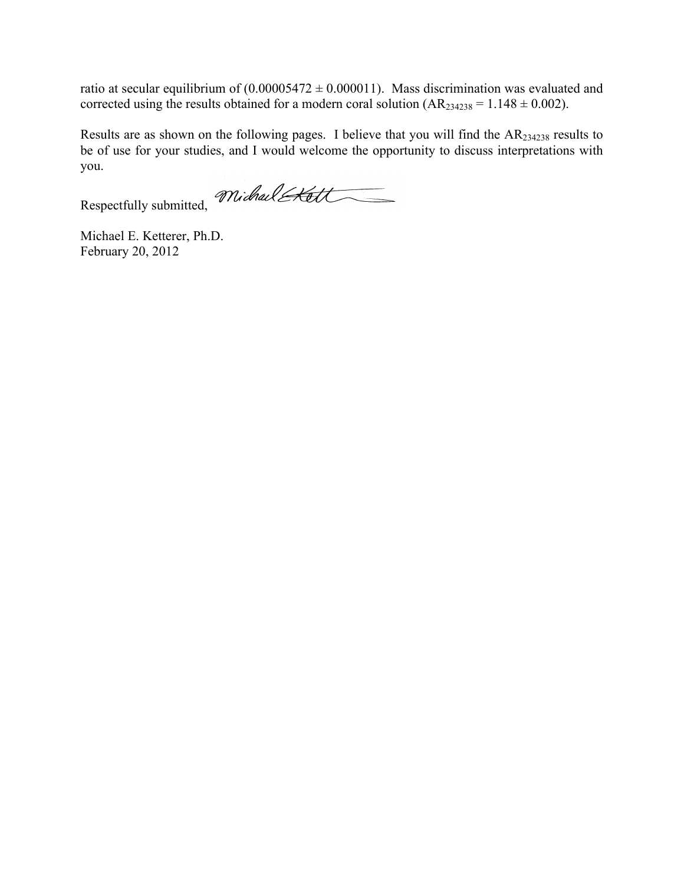ratio at secular equilibrium of (0.00005472 ± 0.000011). Mass discrimination was evaluated and corrected using the results obtained for a modern coral solution ($AR_{234238}$ = 1.148 ± 0.002).

Results are as shown on the following pages. I believe that you will find the $AR_{234238}$ results to be of use for your studies, and I would welcome the opportunity to discuss interpretations with you.

Respectfully submitted,

Michael E. Ketterer, Ph.D.
February 20, 2012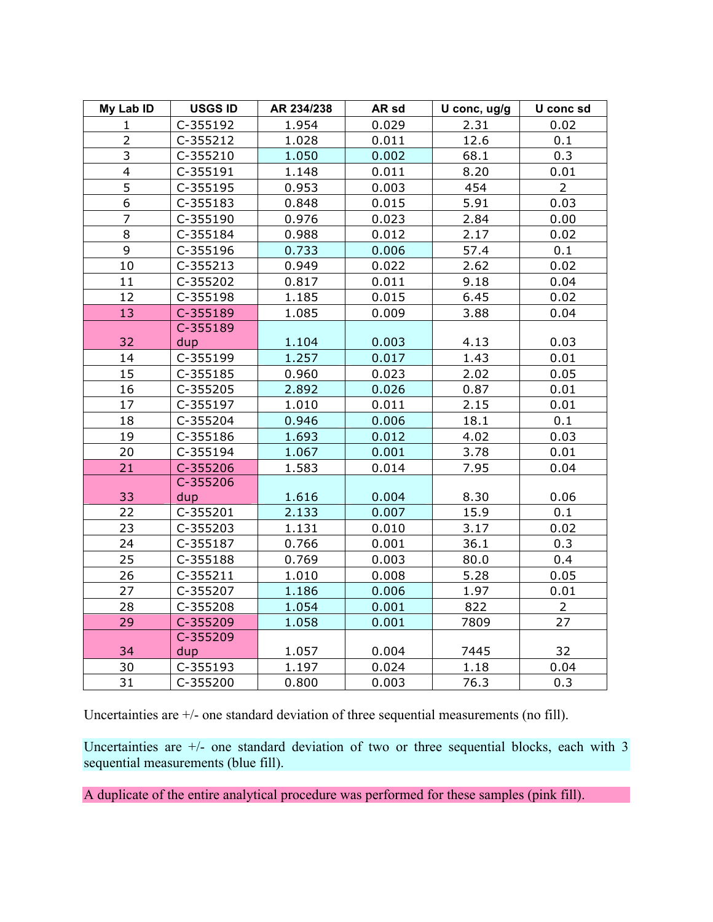| My Lab ID | USGS ID | AR 234/238 | AR sd | U conc, ug/g | U conc sd |
| --- | --- | --- | --- | --- | --- |
| 1 | C-355192 | 1.954 | 0.029 | 2.31 | 0.02 |
| 2 | C-355212 | 1.028 | 0.011 | 12.6 | 0.1 |
| 3 | C-355210 | 1.050 | 0.002 | 68.1 | 0.3 |
| 4 | C-355191 | 1.148 | 0.011 | 8.20 | 0.01 |
| 5 | C-355195 | 0.953 | 0.003 | 454 | 2 |
| 6 | C-355183 | 0.848 | 0.015 | 5.91 | 0.03 |
| 7 | C-355190 | 0.976 | 0.023 | 2.84 | 0.00 |
| 8 | C-355184 | 0.988 | 0.012 | 2.17 | 0.02 |
| 9 | C-355196 | 0.733 | 0.006 | 57.4 | 0.1 |
| 10 | C-355213 | 0.949 | 0.022 | 2.62 | 0.02 |
| 11 | C-355202 | 0.817 | 0.011 | 9.18 | 0.04 |
| 12 | C-355198 | 1.185 | 0.015 | 6.45 | 0.02 |
| 13 | C-355189 | 1.085 | 0.009 | 3.88 | 0.04 |
| 32 | C-355189 dup | 1.104 | 0.003 | 4.13 | 0.03 |
| 14 | C-355199 | 1.257 | 0.017 | 1.43 | 0.01 |
| 15 | C-355185 | 0.960 | 0.023 | 2.02 | 0.05 |
| 16 | C-355205 | 2.892 | 0.026 | 0.87 | 0.01 |
| 17 | C-355197 | 1.010 | 0.011 | 2.15 | 0.01 |
| 18 | C-355204 | 0.946 | 0.006 | 18.1 | 0.1 |
| 19 | C-355186 | 1.693 | 0.012 | 4.02 | 0.03 |
| 20 | C-355194 | 1.067 | 0.001 | 3.78 | 0.01 |
| 21 | C-355206 | 1.583 | 0.014 | 7.95 | 0.04 |
| 33 | C-355206 dup | 1.616 | 0.004 | 8.30 | 0.06 |
| 22 | C-355201 | 2.133 | 0.007 | 15.9 | 0.1 |
| 23 | C-355203 | 1.131 | 0.010 | 3.17 | 0.02 |
| 24 | C-355187 | 0.766 | 0.001 | 36.1 | 0.3 |
| 25 | C-355188 | 0.769 | 0.003 | 80.0 | 0.4 |
| 26 | C-355211 | 1.010 | 0.008 | 5.28 | 0.05 |
| 27 | C-355207 | 1.186 | 0.006 | 1.97 | 0.01 |
| 28 | C-355208 | 1.054 | 0.001 | 822 | 2 |
| 29 | C-355209 | 1.058 | 0.001 | 7809 | 27 |
| 34 | C-355209 dup | 1.057 | 0.004 | 7445 | 32 |
| 30 | C-355193 | 1.197 | 0.024 | 1.18 | 0.04 |
| 31 | C-355200 | 0.800 | 0.003 | 76.3 | 0.3 |

Uncertainties are +/- one standard deviation of three sequential measurements (no fill).

Uncertainties are +/- one standard deviation of two or three sequential blocks, each with 3 sequential measurements (blue fill).

A duplicate of the entire analytical procedure was performed for these samples (pink fill).